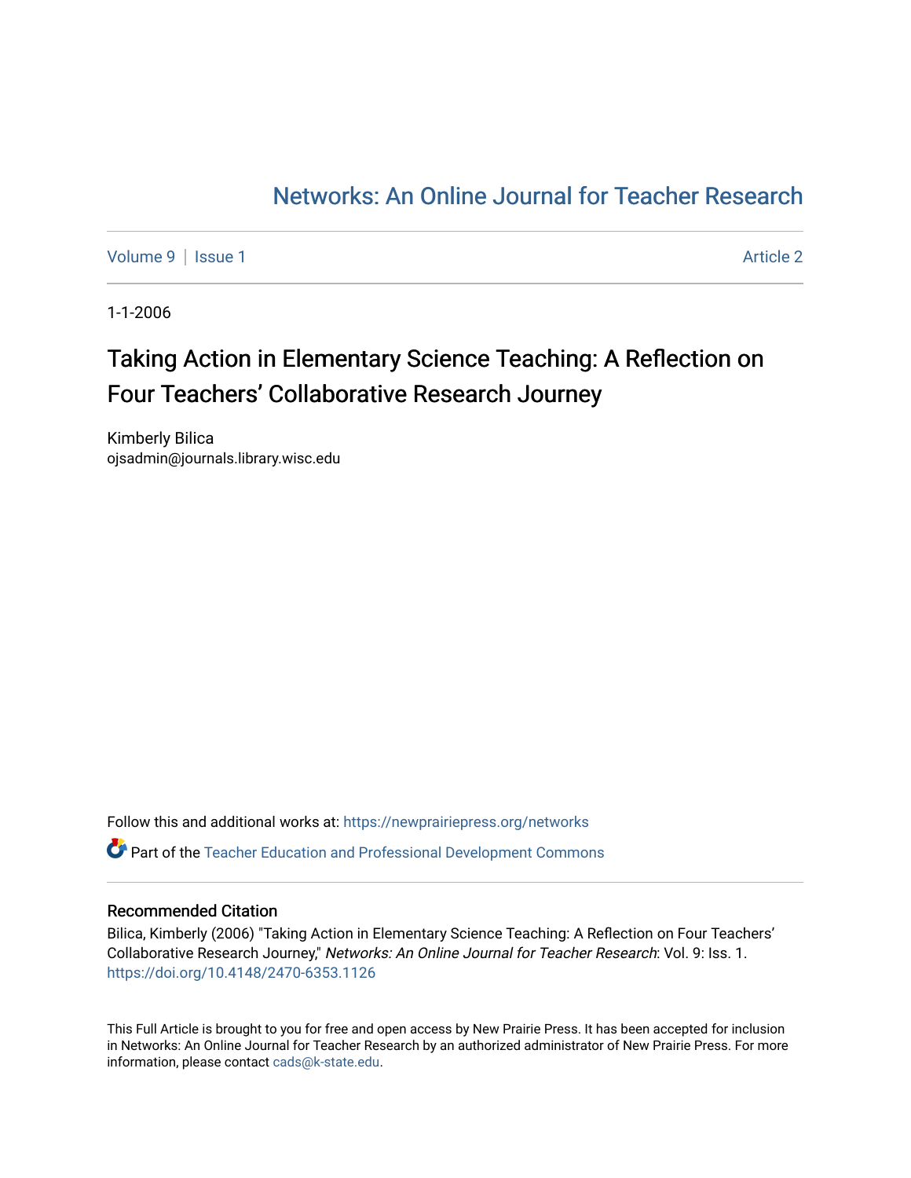# Networks: An Online Journal for Teacher Research

Volume 9 | Issue 1 Article 2

1-1-2006

## Taking Action in Elementary Science Teaching: A Reflection on Four Teachers' Collaborative Research Journey

Kimberly Bilica
ojsadmin@journals.library.wisc.edu

Follow this and additional works at: https://newprairiepress.org/networks

Part of the Teacher Education and Professional Development Commons

### Recommended Citation

Bilica, Kimberly (2006) "Taking Action in Elementary Science Teaching: A Reflection on Four Teachers' Collaborative Research Journey," *Networks: An Online Journal for Teacher Research*: Vol. 9: Iss. 1. https://doi.org/10.4148/2470-6353.1126

This Full Article is brought to you for free and open access by New Prairie Press. It has been accepted for inclusion in Networks: An Online Journal for Teacher Research by an authorized administrator of New Prairie Press. For more information, please contact cads@k-state.edu.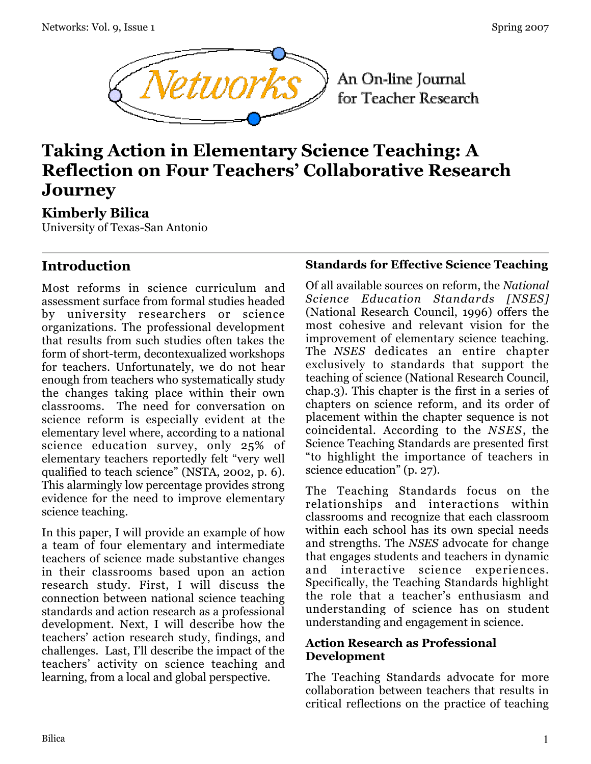# Taking Action in Elementary Science Teaching: A Reflection on Four Teachers' Collaborative Research Journey

**Kimberly Bilica**
University of Texas-San Antonio

## Introduction

Most reforms in science curriculum and assessment surface from formal studies headed by university researchers or science organizations. The professional development that results from such studies often takes the form of short-term, decontexualized workshops for teachers. Unfortunately, we do not hear enough from teachers who systematically study the changes taking place within their own classrooms. The need for conversation on science reform is especially evident at the elementary level where, according to a national science education survey, only 25% of elementary teachers reportedly felt "very well qualified to teach science" (NSTA, 2002, p. 6). This alarmingly low percentage provides strong evidence for the need to improve elementary science teaching.

In this paper, I will provide an example of how a team of four elementary and intermediate teachers of science made substantive changes in their classrooms based upon an action research study. First, I will discuss the connection between national science teaching standards and action research as a professional development. Next, I will describe how the teachers' action research study, findings, and challenges. Last, I'll describe the impact of the teachers' activity on science teaching and learning, from a local and global perspective.

### Standards for Effective Science Teaching

Of all available sources on reform, the *National Science Education Standards [NSES]* (National Research Council, 1996) offers the most cohesive and relevant vision for the improvement of elementary science teaching. The *NSES* dedicates an entire chapter exclusively to standards that support the teaching of science (National Research Council, chap.3). This chapter is the first in a series of chapters on science reform, and its order of placement within the chapter sequence is not coincidental. According to the *NSES*, the Science Teaching Standards are presented first "to highlight the importance of teachers in science education" (p. 27).

The Teaching Standards focus on the relationships and interactions within classrooms and recognize that each classroom within each school has its own special needs and strengths. The *NSES* advocate for change that engages students and teachers in dynamic and interactive science experiences. Specifically, the Teaching Standards highlight the role that a teacher's enthusiasm and understanding of science has on student understanding and engagement in science.

### Action Research as Professional Development

The Teaching Standards advocate for more collaboration between teachers that results in critical reflections on the practice of teaching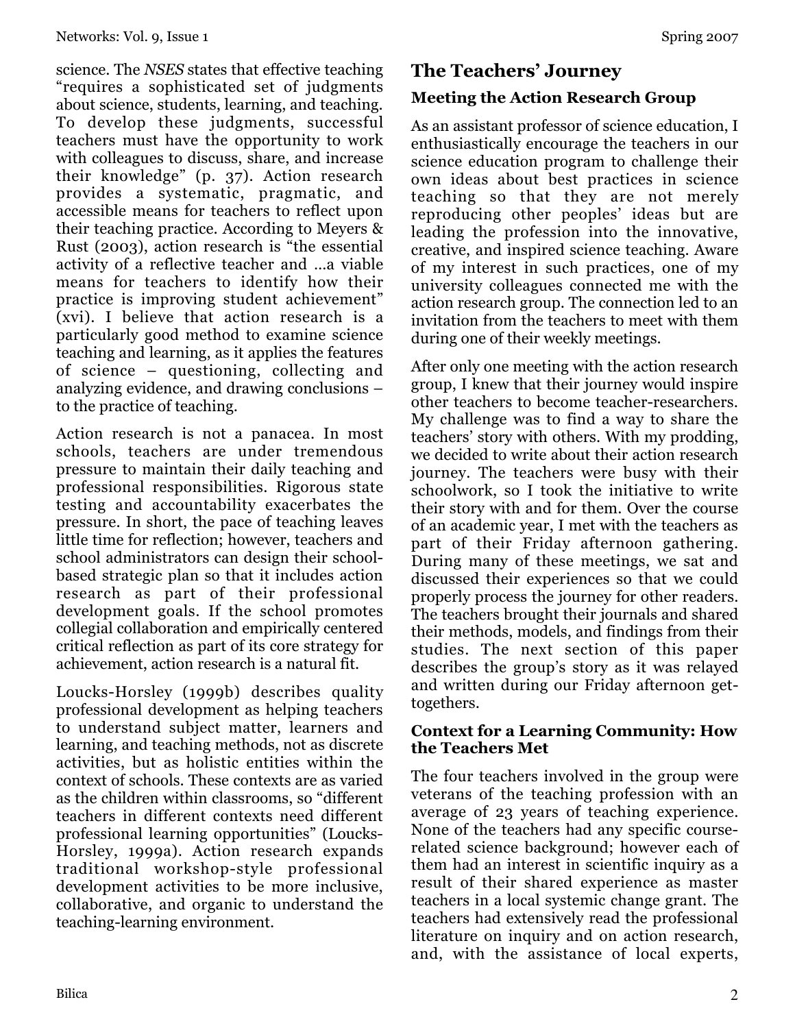science. The *NSES* states that effective teaching "requires a sophisticated set of judgments about science, students, learning, and teaching. To develop these judgments, successful teachers must have the opportunity to work with colleagues to discuss, share, and increase their knowledge" (p. 37). Action research provides a systematic, pragmatic, and accessible means for teachers to reflect upon their teaching practice. According to Meyers & Rust (2003), action research is "the essential activity of a reflective teacher and …a viable means for teachers to identify how their practice is improving student achievement" (xvi). I believe that action research is a particularly good method to examine science teaching and learning, as it applies the features of science – questioning, collecting and analyzing evidence, and drawing conclusions – to the practice of teaching.

Action research is not a panacea. In most schools, teachers are under tremendous pressure to maintain their daily teaching and professional responsibilities. Rigorous state testing and accountability exacerbates the pressure. In short, the pace of teaching leaves little time for reflection; however, teachers and school administrators can design their school-based strategic plan so that it includes action research as part of their professional development goals. If the school promotes collegial collaboration and empirically centered critical reflection as part of its core strategy for achievement, action research is a natural fit.

Loucks-Horsley (1999b) describes quality professional development as helping teachers to understand subject matter, learners and learning, and teaching methods, not as discrete activities, but as holistic entities within the context of schools. These contexts are as varied as the children within classrooms, so "different teachers in different contexts need different professional learning opportunities" (Loucks-Horsley, 1999a). Action research expands traditional workshop-style professional development activities to be more inclusive, collaborative, and organic to understand the teaching-learning environment.

## The Teachers' Journey

### Meeting the Action Research Group

As an assistant professor of science education, I enthusiastically encourage the teachers in our science education program to challenge their own ideas about best practices in science teaching so that they are not merely reproducing other peoples' ideas but are leading the profession into the innovative, creative, and inspired science teaching. Aware of my interest in such practices, one of my university colleagues connected me with the action research group. The connection led to an invitation from the teachers to meet with them during one of their weekly meetings.

After only one meeting with the action research group, I knew that their journey would inspire other teachers to become teacher-researchers. My challenge was to find a way to share the teachers' story with others. With my prodding, we decided to write about their action research journey. The teachers were busy with their schoolwork, so I took the initiative to write their story with and for them. Over the course of an academic year, I met with the teachers as part of their Friday afternoon gathering. During many of these meetings, we sat and discussed their experiences so that we could properly process the journey for other readers. The teachers brought their journals and shared their methods, models, and findings from their studies. The next section of this paper describes the group's story as it was relayed and written during our Friday afternoon get-togethers.

### Context for a Learning Community: How the Teachers Met

The four teachers involved in the group were veterans of the teaching profession with an average of 23 years of teaching experience. None of the teachers had any specific course-related science background; however each of them had an interest in scientific inquiry as a result of their shared experience as master teachers in a local systemic change grant. The teachers had extensively read the professional literature on inquiry and on action research, and, with the assistance of local experts,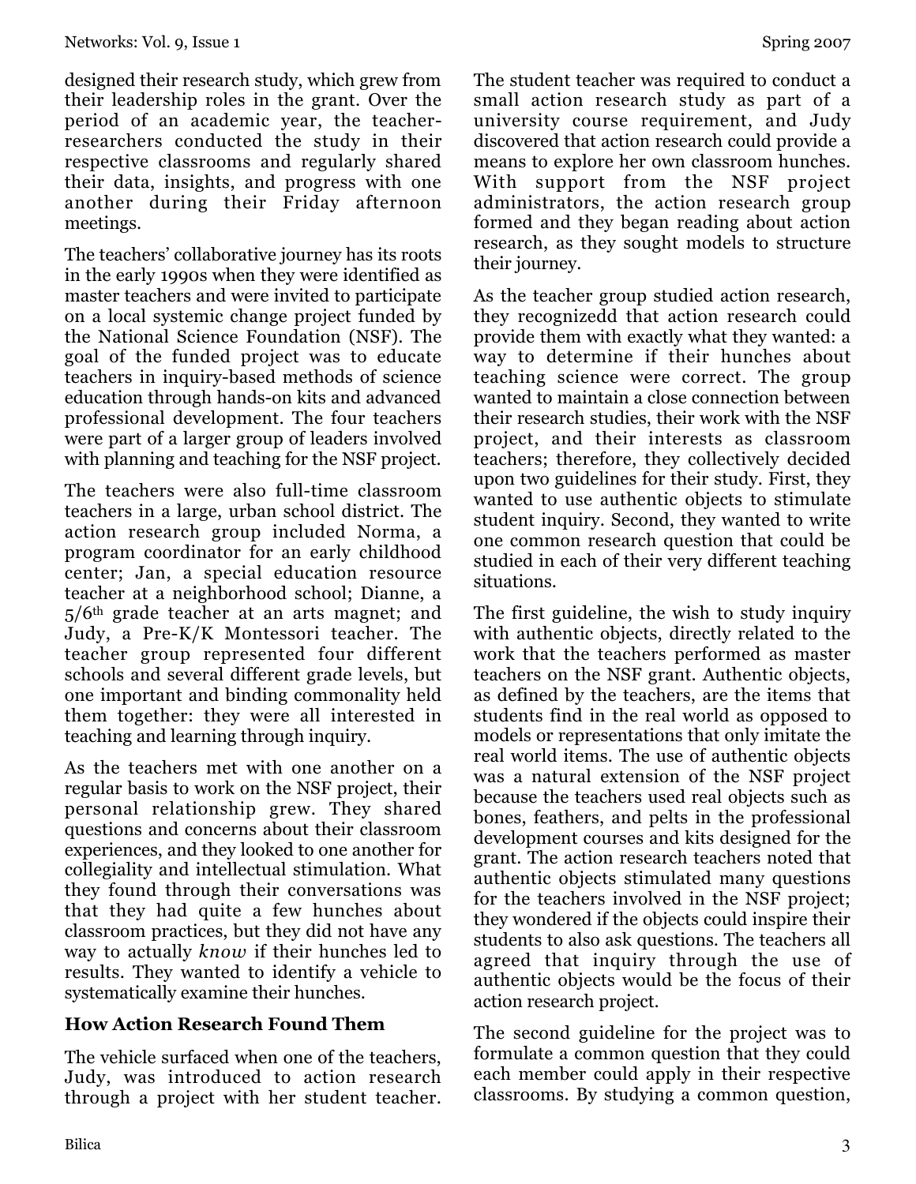designed their research study, which grew from their leadership roles in the grant. Over the period of an academic year, the teacher-researchers conducted the study in their respective classrooms and regularly shared their data, insights, and progress with one another during their Friday afternoon meetings.

The teachers' collaborative journey has its roots in the early 1990s when they were identified as master teachers and were invited to participate on a local systemic change project funded by the National Science Foundation (NSF). The goal of the funded project was to educate teachers in inquiry-based methods of science education through hands-on kits and advanced professional development. The four teachers were part of a larger group of leaders involved with planning and teaching for the NSF project.

The teachers were also full-time classroom teachers in a large, urban school district. The action research group included Norma, a program coordinator for an early childhood center; Jan, a special education resource teacher at a neighborhood school; Dianne, a 5/6th grade teacher at an arts magnet; and Judy, a Pre-K/K Montessori teacher. The teacher group represented four different schools and several different grade levels, but one important and binding commonality held them together: they were all interested in teaching and learning through inquiry.

As the teachers met with one another on a regular basis to work on the NSF project, their personal relationship grew. They shared questions and concerns about their classroom experiences, and they looked to one another for collegiality and intellectual stimulation. What they found through their conversations was that they had quite a few hunches about classroom practices, but they did not have any way to actually *know* if their hunches led to results. They wanted to identify a vehicle to systematically examine their hunches.

## How Action Research Found Them

The vehicle surfaced when one of the teachers, Judy, was introduced to action research through a project with her student teacher. The student teacher was required to conduct a small action research study as part of a university course requirement, and Judy discovered that action research could provide a means to explore her own classroom hunches. With support from the NSF project administrators, the action research group formed and they began reading about action research, as they sought models to structure their journey.

As the teacher group studied action research, they recognizedd that action research could provide them with exactly what they wanted: a way to determine if their hunches about teaching science were correct. The group wanted to maintain a close connection between their research studies, their work with the NSF project, and their interests as classroom teachers; therefore, they collectively decided upon two guidelines for their study. First, they wanted to use authentic objects to stimulate student inquiry. Second, they wanted to write one common research question that could be studied in each of their very different teaching situations.

The first guideline, the wish to study inquiry with authentic objects, directly related to the work that the teachers performed as master teachers on the NSF grant. Authentic objects, as defined by the teachers, are the items that students find in the real world as opposed to models or representations that only imitate the real world items. The use of authentic objects was a natural extension of the NSF project because the teachers used real objects such as bones, feathers, and pelts in the professional development courses and kits designed for the grant. The action research teachers noted that authentic objects stimulated many questions for the teachers involved in the NSF project; they wondered if the objects could inspire their students to also ask questions. The teachers all agreed that inquiry through the use of authentic objects would be the focus of their action research project.

The second guideline for the project was to formulate a common question that they could each member could apply in their respective classrooms. By studying a common question,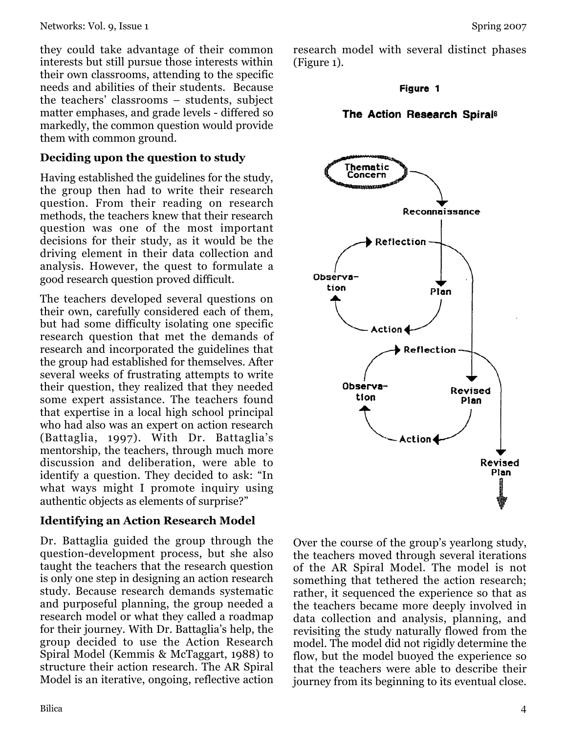they could take advantage of their common interests but still pursue those interests within their own classrooms, attending to the specific needs and abilities of their students. Because the teachers' classrooms – students, subject matter emphases, and grade levels - differed so markedly, the common question would provide them with common ground.

### Deciding upon the question to study

Having established the guidelines for the study, the group then had to write their research question. From their reading on research methods, the teachers knew that their research question was one of the most important decisions for their study, as it would be the driving element in their data collection and analysis. However, the quest to formulate a good research question proved difficult.

The teachers developed several questions on their own, carefully considered each of them, but had some difficulty isolating one specific research question that met the demands of research and incorporated the guidelines that the group had established for themselves. After several weeks of frustrating attempts to write their question, they realized that they needed some expert assistance. The teachers found that expertise in a local high school principal who had also was an expert on action research (Battaglia, 1997). With Dr. Battaglia's mentorship, the teachers, through much more discussion and deliberation, were able to identify a question. They decided to ask: "In what ways might I promote inquiry using authentic objects as elements of surprise?"

### Identifying an Action Research Model

Dr. Battaglia guided the group through the question-development process, but she also taught the teachers that the research question is only one step in designing an action research study. Because research demands systematic and purposeful planning, the group needed a research model or what they called a roadmap for their journey. With Dr. Battaglia's help, the group decided to use the Action Research Spiral Model (Kemmis & McTaggart, 1988) to structure their action research. The AR Spiral Model is an iterative, ongoing, reflective action research model with several distinct phases (Figure 1).

**Figure 1**

**The Action Research Spiral[8]**

Thematic Concern → Reconnaissance → Plan → Action → Observation → Reflection → Revised Plan → Action → Observation → Reflection → Revised Plan

Over the course of the group's yearlong study, the teachers moved through several iterations of the AR Spiral Model. The model is not something that tethered the action research; rather, it sequenced the experience so that as the teachers became more deeply involved in data collection and analysis, planning, and revisiting the study naturally flowed from the model. The model did not rigidly determine the flow, but the model buoyed the experience so that the teachers were able to describe their journey from its beginning to its eventual close.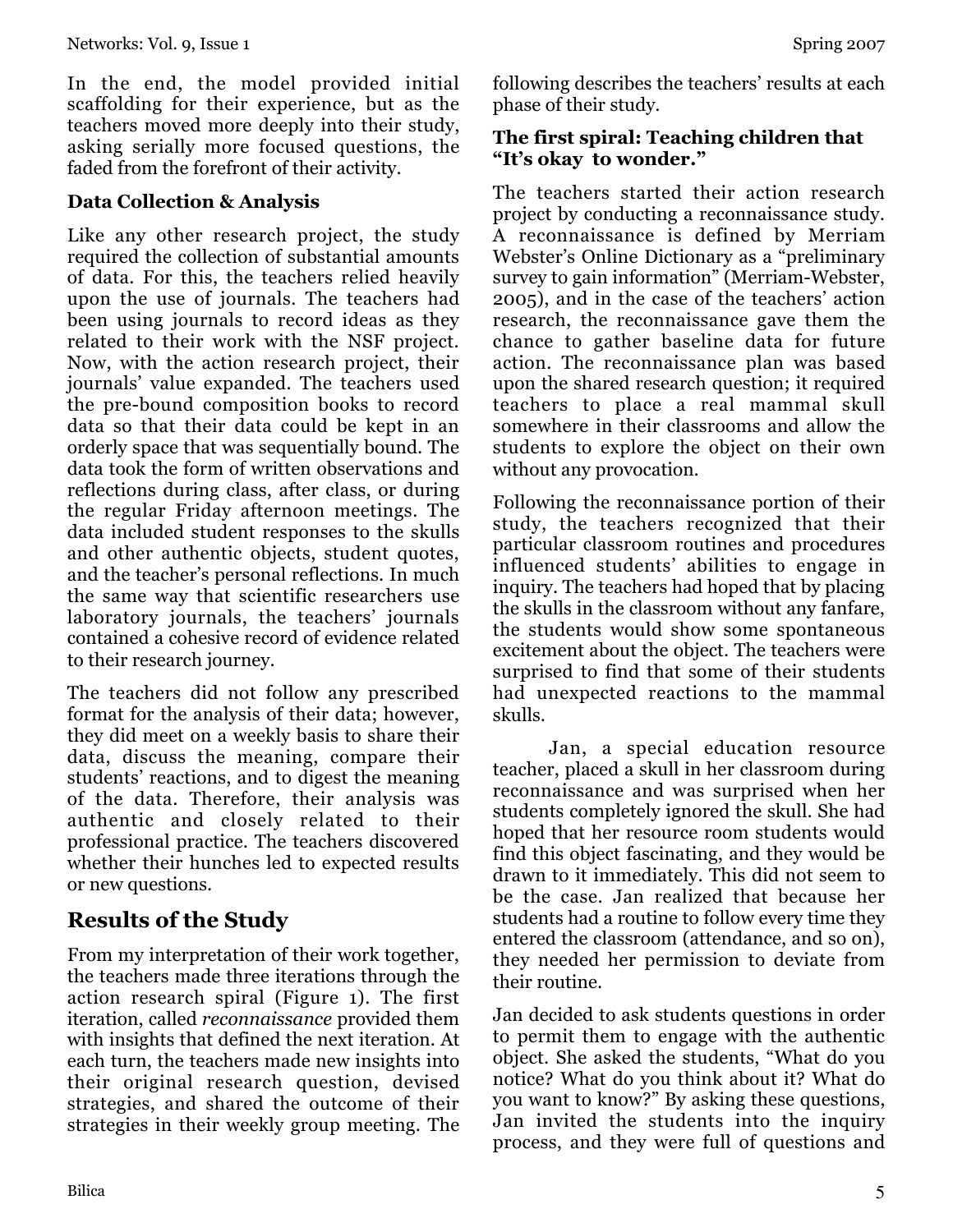In the end, the model provided initial scaffolding for their experience, but as the teachers moved more deeply into their study, asking serially more focused questions, the faded from the forefront of their activity.

### Data Collection & Analysis

Like any other research project, the study required the collection of substantial amounts of data. For this, the teachers relied heavily upon the use of journals. The teachers had been using journals to record ideas as they related to their work with the NSF project. Now, with the action research project, their journals' value expanded. The teachers used the pre-bound composition books to record data so that their data could be kept in an orderly space that was sequentially bound. The data took the form of written observations and reflections during class, after class, or during the regular Friday afternoon meetings. The data included student responses to the skulls and other authentic objects, student quotes, and the teacher's personal reflections. In much the same way that scientific researchers use laboratory journals, the teachers' journals contained a cohesive record of evidence related to their research journey.

The teachers did not follow any prescribed format for the analysis of their data; however, they did meet on a weekly basis to share their data, discuss the meaning, compare their students' reactions, and to digest the meaning of the data. Therefore, their analysis was authentic and closely related to their professional practice. The teachers discovered whether their hunches led to expected results or new questions.

## Results of the Study

From my interpretation of their work together, the teachers made three iterations through the action research spiral (Figure 1). The first iteration, called *reconnaissance* provided them with insights that defined the next iteration. At each turn, the teachers made new insights into their original research question, devised strategies, and shared the outcome of their strategies in their weekly group meeting. The following describes the teachers' results at each phase of their study.

### The first spiral: Teaching children that "It's okay to wonder."

The teachers started their action research project by conducting a reconnaissance study. A reconnaissance is defined by Merriam Webster's Online Dictionary as a "preliminary survey to gain information" (Merriam-Webster, 2005), and in the case of the teachers' action research, the reconnaissance gave them the chance to gather baseline data for future action. The reconnaissance plan was based upon the shared research question; it required teachers to place a real mammal skull somewhere in their classrooms and allow the students to explore the object on their own without any provocation.

Following the reconnaissance portion of their study, the teachers recognized that their particular classroom routines and procedures influenced students' abilities to engage in inquiry. The teachers had hoped that by placing the skulls in the classroom without any fanfare, the students would show some spontaneous excitement about the object. The teachers were surprised to find that some of their students had unexpected reactions to the mammal skulls.

Jan, a special education resource teacher, placed a skull in her classroom during reconnaissance and was surprised when her students completely ignored the skull. She had hoped that her resource room students would find this object fascinating, and they would be drawn to it immediately. This did not seem to be the case. Jan realized that because her students had a routine to follow every time they entered the classroom (attendance, and so on), they needed her permission to deviate from their routine.

Jan decided to ask students questions in order to permit them to engage with the authentic object. She asked the students, "What do you notice? What do you think about it? What do you want to know?" By asking these questions, Jan invited the students into the inquiry process, and they were full of questions and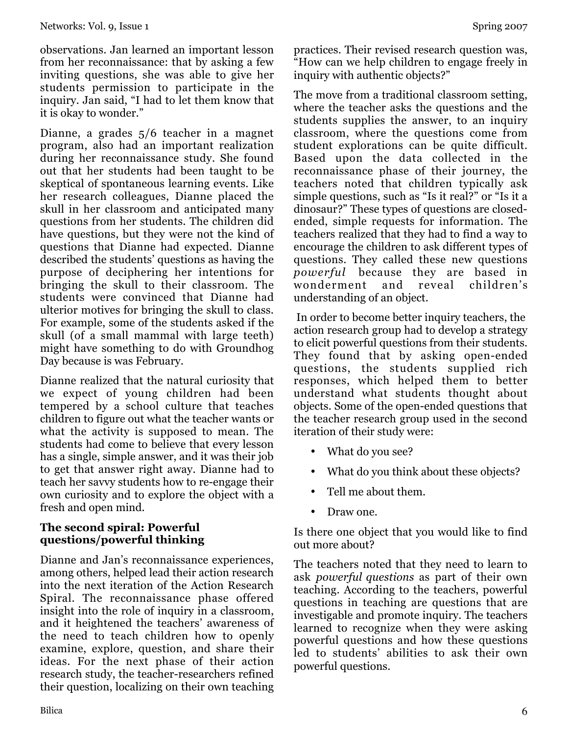observations. Jan learned an important lesson from her reconnaissance: that by asking a few inviting questions, she was able to give her students permission to participate in the inquiry. Jan said, "I had to let them know that it is okay to wonder."

Dianne, a grades 5/6 teacher in a magnet program, also had an important realization during her reconnaissance study. She found out that her students had been taught to be skeptical of spontaneous learning events. Like her research colleagues, Dianne placed the skull in her classroom and anticipated many questions from her students. The children did have questions, but they were not the kind of questions that Dianne had expected. Dianne described the students' questions as having the purpose of deciphering her intentions for bringing the skull to their classroom. The students were convinced that Dianne had ulterior motives for bringing the skull to class. For example, some of the students asked if the skull (of a small mammal with large teeth) might have something to do with Groundhog Day because is was February.

Dianne realized that the natural curiosity that we expect of young children had been tempered by a school culture that teaches children to figure out what the teacher wants or what the activity is supposed to mean. The students had come to believe that every lesson has a single, simple answer, and it was their job to get that answer right away. Dianne had to teach her savvy students how to re-engage their own curiosity and to explore the object with a fresh and open mind.

### The second spiral: Powerful questions/powerful thinking

Dianne and Jan's reconnaissance experiences, among others, helped lead their action research into the next iteration of the Action Research Spiral. The reconnaissance phase offered insight into the role of inquiry in a classroom, and it heightened the teachers' awareness of the need to teach children how to openly examine, explore, question, and share their ideas. For the next phase of their action research study, the teacher-researchers refined their question, localizing on their own teaching practices. Their revised research question was, "How can we help children to engage freely in inquiry with authentic objects?"

The move from a traditional classroom setting, where the teacher asks the questions and the students supplies the answer, to an inquiry classroom, where the questions come from student explorations can be quite difficult. Based upon the data collected in the reconnaissance phase of their journey, the teachers noted that children typically ask simple questions, such as "Is it real?" or "Is it a dinosaur?" These types of questions are closed-ended, simple requests for information. The teachers realized that they had to find a way to encourage the children to ask different types of questions. They called these new questions *powerful* because they are based in wonderment and reveal children's understanding of an object.

In order to become better inquiry teachers, the action research group had to develop a strategy to elicit powerful questions from their students. They found that by asking open-ended questions, the students supplied rich responses, which helped them to better understand what students thought about objects. Some of the open-ended questions that the teacher research group used in the second iteration of their study were:

- What do you see?
- What do you think about these objects?
- Tell me about them.
- Draw one.

Is there one object that you would like to find out more about?

The teachers noted that they need to learn to ask *powerful questions* as part of their own teaching. According to the teachers, powerful questions in teaching are questions that are investigable and promote inquiry. The teachers learned to recognize when they were asking powerful questions and how these questions led to students' abilities to ask their own powerful questions.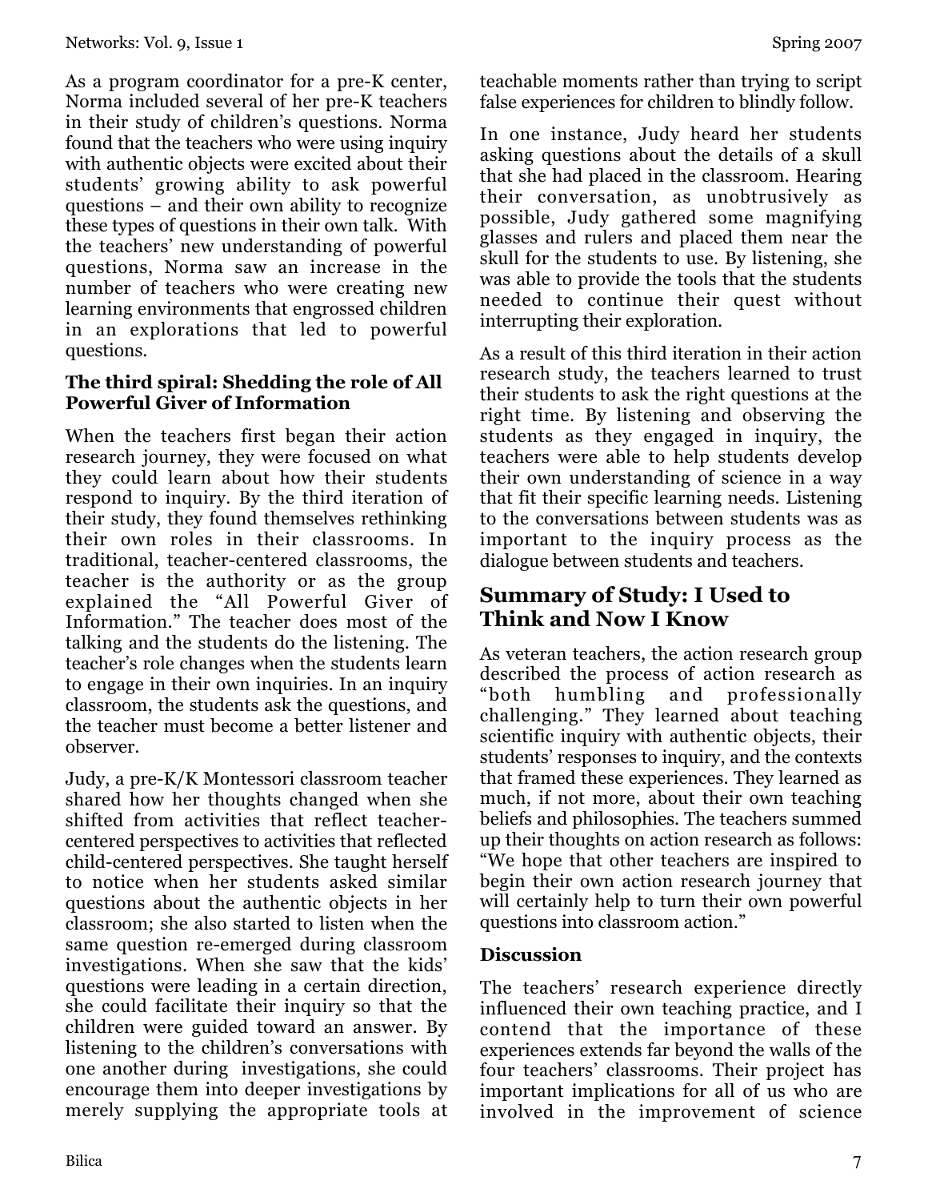As a program coordinator for a pre-K center, Norma included several of her pre-K teachers in their study of children's questions. Norma found that the teachers who were using inquiry with authentic objects were excited about their students' growing ability to ask powerful questions – and their own ability to recognize these types of questions in their own talk. With the teachers' new understanding of powerful questions, Norma saw an increase in the number of teachers who were creating new learning environments that engrossed children in an explorations that led to powerful questions.

### The third spiral: Shedding the role of All Powerful Giver of Information

When the teachers first began their action research journey, they were focused on what they could learn about how their students respond to inquiry. By the third iteration of their study, they found themselves rethinking their own roles in their classrooms. In traditional, teacher-centered classrooms, the teacher is the authority or as the group explained the "All Powerful Giver of Information." The teacher does most of the talking and the students do the listening. The teacher's role changes when the students learn to engage in their own inquiries. In an inquiry classroom, the students ask the questions, and the teacher must become a better listener and observer.

Judy, a pre-K/K Montessori classroom teacher shared how her thoughts changed when she shifted from activities that reflect teacher-centered perspectives to activities that reflected child-centered perspectives. She taught herself to notice when her students asked similar questions about the authentic objects in her classroom; she also started to listen when the same question re-emerged during classroom investigations. When she saw that the kids' questions were leading in a certain direction, she could facilitate their inquiry so that the children were guided toward an answer. By listening to the children's conversations with one another during investigations, she could encourage them into deeper investigations by merely supplying the appropriate tools at teachable moments rather than trying to script false experiences for children to blindly follow.

In one instance, Judy heard her students asking questions about the details of a skull that she had placed in the classroom. Hearing their conversation, as unobtrusively as possible, Judy gathered some magnifying glasses and rulers and placed them near the skull for the students to use. By listening, she was able to provide the tools that the students needed to continue their quest without interrupting their exploration.

As a result of this third iteration in their action research study, the teachers learned to trust their students to ask the right questions at the right time. By listening and observing the students as they engaged in inquiry, the teachers were able to help students develop their own understanding of science in a way that fit their specific learning needs. Listening to the conversations between students was as important to the inquiry process as the dialogue between students and teachers.

## Summary of Study: I Used to Think and Now I Know

As veteran teachers, the action research group described the process of action research as "both humbling and professionally challenging." They learned about teaching scientific inquiry with authentic objects, their students' responses to inquiry, and the contexts that framed these experiences. They learned as much, if not more, about their own teaching beliefs and philosophies. The teachers summed up their thoughts on action research as follows: "We hope that other teachers are inspired to begin their own action research journey that will certainly help to turn their own powerful questions into classroom action."

### Discussion

The teachers' research experience directly influenced their own teaching practice, and I contend that the importance of these experiences extends far beyond the walls of the four teachers' classrooms. Their project has important implications for all of us who are involved in the improvement of science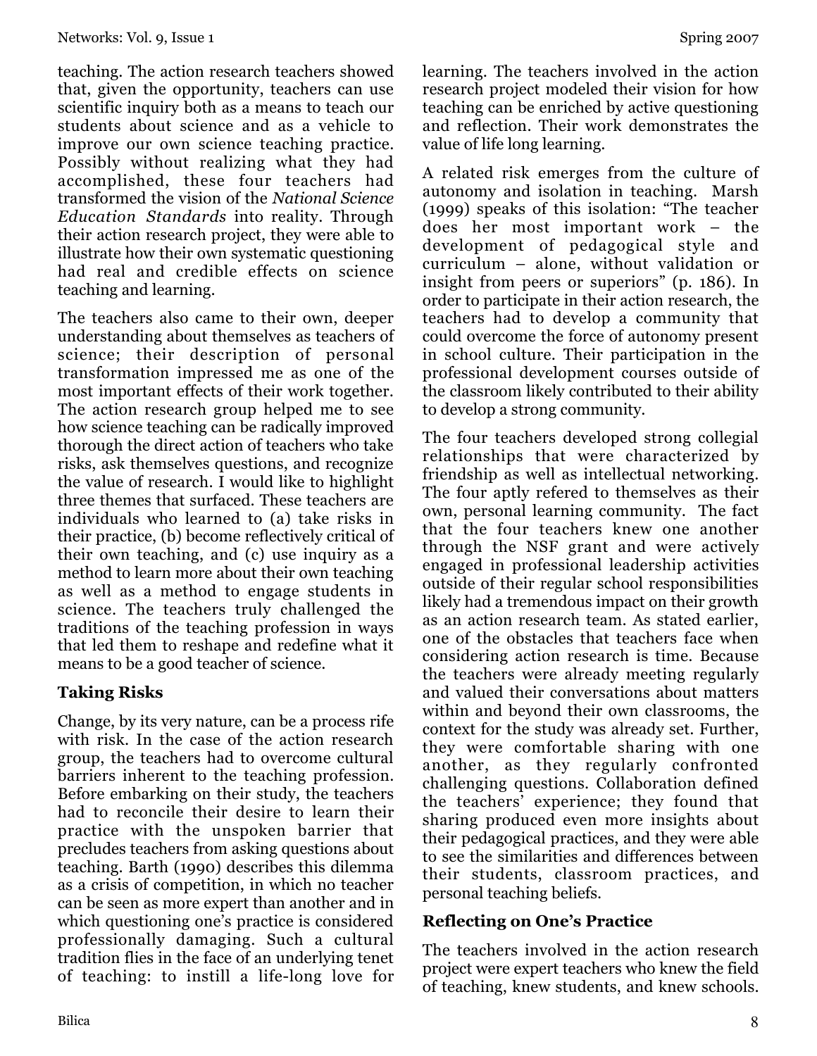teaching. The action research teachers showed that, given the opportunity, teachers can use scientific inquiry both as a means to teach our students about science and as a vehicle to improve our own science teaching practice. Possibly without realizing what they had accomplished, these four teachers had transformed the vision of the *National Science Education Standards* into reality. Through their action research project, they were able to illustrate how their own systematic questioning had real and credible effects on science teaching and learning.

The teachers also came to their own, deeper understanding about themselves as teachers of science; their description of personal transformation impressed me as one of the most important effects of their work together. The action research group helped me to see how science teaching can be radically improved thorough the direct action of teachers who take risks, ask themselves questions, and recognize the value of research. I would like to highlight three themes that surfaced. These teachers are individuals who learned to (a) take risks in their practice, (b) become reflectively critical of their own teaching, and (c) use inquiry as a method to learn more about their own teaching as well as a method to engage students in science. The teachers truly challenged the traditions of the teaching profession in ways that led them to reshape and redefine what it means to be a good teacher of science.

### Taking Risks

Change, by its very nature, can be a process rife with risk. In the case of the action research group, the teachers had to overcome cultural barriers inherent to the teaching profession. Before embarking on their study, the teachers had to reconcile their desire to learn their practice with the unspoken barrier that precludes teachers from asking questions about teaching. Barth (1990) describes this dilemma as a crisis of competition, in which no teacher can be seen as more expert than another and in which questioning one's practice is considered professionally damaging. Such a cultural tradition flies in the face of an underlying tenet of teaching: to instill a life-long love for learning. The teachers involved in the action research project modeled their vision for how teaching can be enriched by active questioning and reflection. Their work demonstrates the value of life long learning.

A related risk emerges from the culture of autonomy and isolation in teaching. Marsh (1999) speaks of this isolation: "The teacher does her most important work – the development of pedagogical style and curriculum – alone, without validation or insight from peers or superiors" (p. 186). In order to participate in their action research, the teachers had to develop a community that could overcome the force of autonomy present in school culture. Their participation in the professional development courses outside of the classroom likely contributed to their ability to develop a strong community.

The four teachers developed strong collegial relationships that were characterized by friendship as well as intellectual networking. The four aptly refered to themselves as their own, personal learning community. The fact that the four teachers knew one another through the NSF grant and were actively engaged in professional leadership activities outside of their regular school responsibilities likely had a tremendous impact on their growth as an action research team. As stated earlier, one of the obstacles that teachers face when considering action research is time. Because the teachers were already meeting regularly and valued their conversations about matters within and beyond their own classrooms, the context for the study was already set. Further, they were comfortable sharing with one another, as they regularly confronted challenging questions. Collaboration defined the teachers' experience; they found that sharing produced even more insights about their pedagogical practices, and they were able to see the similarities and differences between their students, classroom practices, and personal teaching beliefs.

### Reflecting on One's Practice

The teachers involved in the action research project were expert teachers who knew the field of teaching, knew students, and knew schools.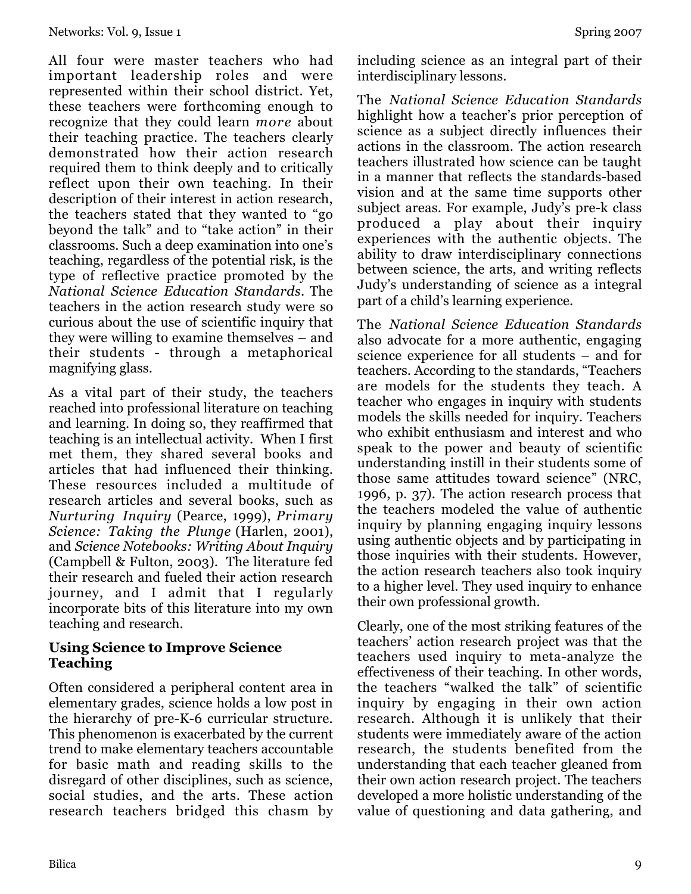All four were master teachers who had important leadership roles and were represented within their school district. Yet, these teachers were forthcoming enough to recognize that they could learn *more* about their teaching practice. The teachers clearly demonstrated how their action research required them to think deeply and to critically reflect upon their own teaching. In their description of their interest in action research, the teachers stated that they wanted to "go beyond the talk" and to "take action" in their classrooms. Such a deep examination into one's teaching, regardless of the potential risk, is the type of reflective practice promoted by the *National Science Education Standards*. The teachers in the action research study were so curious about the use of scientific inquiry that they were willing to examine themselves – and their students - through a metaphorical magnifying glass.

As a vital part of their study, the teachers reached into professional literature on teaching and learning. In doing so, they reaffirmed that teaching is an intellectual activity. When I first met them, they shared several books and articles that had influenced their thinking. These resources included a multitude of research articles and several books, such as *Nurturing Inquiry* (Pearce, 1999), *Primary Science: Taking the Plunge* (Harlen, 2001), and *Science Notebooks: Writing About Inquiry* (Campbell & Fulton, 2003). The literature fed their research and fueled their action research journey, and I admit that I regularly incorporate bits of this literature into my own teaching and research.

### Using Science to Improve Science Teaching

Often considered a peripheral content area in elementary grades, science holds a low post in the hierarchy of pre-K-6 curricular structure. This phenomenon is exacerbated by the current trend to make elementary teachers accountable for basic math and reading skills to the disregard of other disciplines, such as science, social studies, and the arts. These action research teachers bridged this chasm by including science as an integral part of their interdisciplinary lessons.

The *National Science Education Standards* highlight how a teacher's prior perception of science as a subject directly influences their actions in the classroom. The action research teachers illustrated how science can be taught in a manner that reflects the standards-based vision and at the same time supports other subject areas. For example, Judy's pre-k class produced a play about their inquiry experiences with the authentic objects. The ability to draw interdisciplinary connections between science, the arts, and writing reflects Judy's understanding of science as a integral part of a child's learning experience.

The *National Science Education Standards* also advocate for a more authentic, engaging science experience for all students – and for teachers. According to the standards, "Teachers are models for the students they teach. A teacher who engages in inquiry with students models the skills needed for inquiry. Teachers who exhibit enthusiasm and interest and who speak to the power and beauty of scientific understanding instill in their students some of those same attitudes toward science" (NRC, 1996, p. 37). The action research process that the teachers modeled the value of authentic inquiry by planning engaging inquiry lessons using authentic objects and by participating in those inquiries with their students. However, the action research teachers also took inquiry to a higher level. They used inquiry to enhance their own professional growth.

Clearly, one of the most striking features of the teachers' action research project was that the teachers used inquiry to meta-analyze the effectiveness of their teaching. In other words, the teachers "walked the talk" of scientific inquiry by engaging in their own action research. Although it is unlikely that their students were immediately aware of the action research, the students benefited from the understanding that each teacher gleaned from their own action research project. The teachers developed a more holistic understanding of the value of questioning and data gathering, and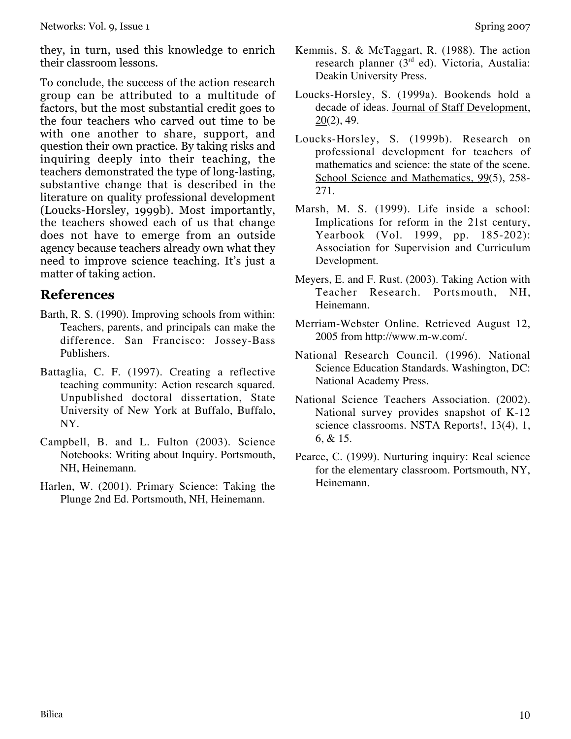they, in turn, used this knowledge to enrich their classroom lessons.

To conclude, the success of the action research group can be attributed to a multitude of factors, but the most substantial credit goes to the four teachers who carved out time to be with one another to share, support, and question their own practice. By taking risks and inquiring deeply into their teaching, the teachers demonstrated the type of long-lasting, substantive change that is described in the literature on quality professional development (Loucks-Horsley, 1999b). Most importantly, the teachers showed each of us that change does not have to emerge from an outside agency because teachers already own what they need to improve science teaching. It's just a matter of taking action.

## References

Barth, R. S. (1990). Improving schools from within: Teachers, parents, and principals can make the difference. San Francisco: Jossey-Bass Publishers.

Battaglia, C. F. (1997). Creating a reflective teaching community: Action research squared. Unpublished doctoral dissertation, State University of New York at Buffalo, Buffalo, NY.

Campbell, B. and L. Fulton (2003). Science Notebooks: Writing about Inquiry. Portsmouth, NH, Heinemann.

Harlen, W. (2001). Primary Science: Taking the Plunge 2nd Ed. Portsmouth, NH, Heinemann.

Kemmis, S. & McTaggart, R. (1988). The action research planner (3rd ed). Victoria, Austalia: Deakin University Press.

Loucks-Horsley, S. (1999a). Bookends hold a decade of ideas. Journal of Staff Development, 20(2), 49.

Loucks-Horsley, S. (1999b). Research on professional development for teachers of mathematics and science: the state of the scene. School Science and Mathematics, 99(5), 258-271.

Marsh, M. S. (1999). Life inside a school: Implications for reform in the 21st century, Yearbook (Vol. 1999, pp. 185-202): Association for Supervision and Curriculum Development.

Meyers, E. and F. Rust. (2003). Taking Action with Teacher Research. Portsmouth, NH, Heinemann.

Merriam-Webster Online. Retrieved August 12, 2005 from http://www.m-w.com/.

National Research Council. (1996). National Science Education Standards. Washington, DC: National Academy Press.

National Science Teachers Association. (2002). National survey provides snapshot of K-12 science classrooms. NSTA Reports!, 13(4), 1, 6, & 15.

Pearce, C. (1999). Nurturing inquiry: Real science for the elementary classroom. Portsmouth, NY, Heinemann.